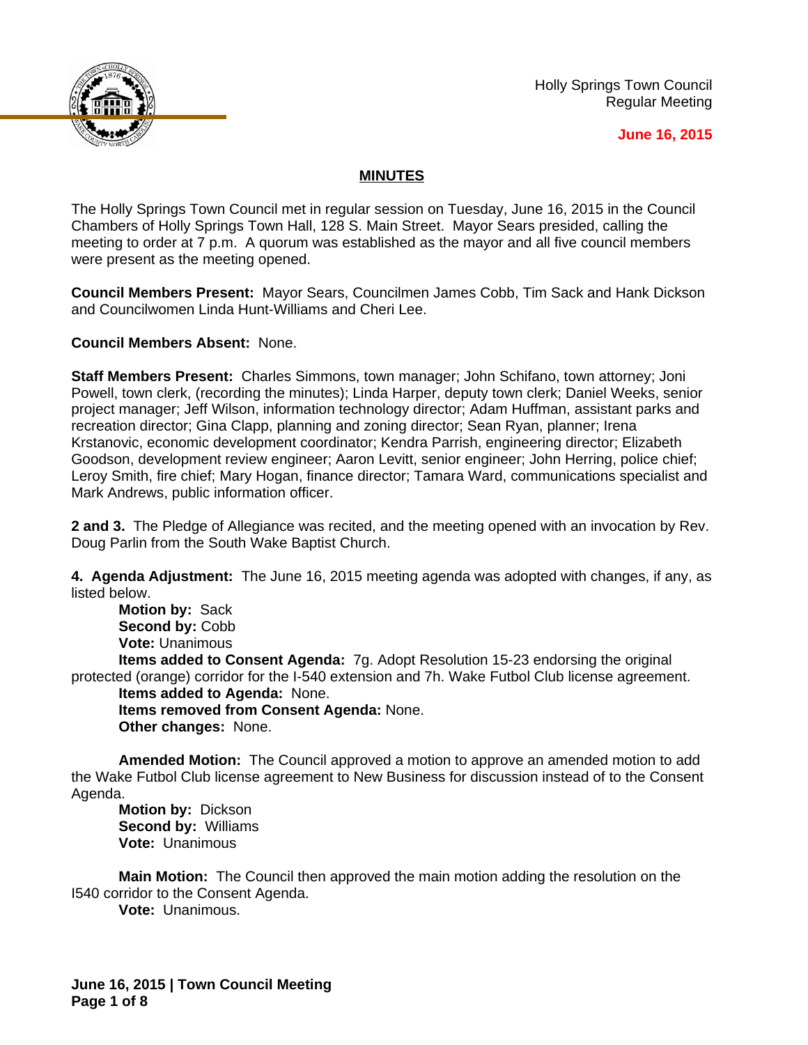Holly Springs Town Council
Regular Meeting

**June 16, 2015**

## MINUTES

The Holly Springs Town Council met in regular session on Tuesday, June 16, 2015 in the Council Chambers of Holly Springs Town Hall, 128 S. Main Street. Mayor Sears presided, calling the meeting to order at 7 p.m. A quorum was established as the mayor and all five council members were present as the meeting opened.

**Council Members Present:** Mayor Sears, Councilmen James Cobb, Tim Sack and Hank Dickson and Councilwomen Linda Hunt-Williams and Cheri Lee.

**Council Members Absent:** None.

**Staff Members Present:** Charles Simmons, town manager; John Schifano, town attorney; Joni Powell, town clerk, (recording the minutes); Linda Harper, deputy town clerk; Daniel Weeks, senior project manager; Jeff Wilson, information technology director; Adam Huffman, assistant parks and recreation director; Gina Clapp, planning and zoning director; Sean Ryan, planner; Irena Krstanovic, economic development coordinator; Kendra Parrish, engineering director; Elizabeth Goodson, development review engineer; Aaron Levitt, senior engineer; John Herring, police chief; Leroy Smith, fire chief; Mary Hogan, finance director; Tamara Ward, communications specialist and Mark Andrews, public information officer.

**2 and 3.** The Pledge of Allegiance was recited, and the meeting opened with an invocation by Rev. Doug Parlin from the South Wake Baptist Church.

**4. Agenda Adjustment:** The June 16, 2015 meeting agenda was adopted with changes, if any, as listed below.

**Motion by:** Sack
**Second by:** Cobb
**Vote:** Unanimous
**Items added to Consent Agenda:** 7g. Adopt Resolution 15-23 endorsing the original protected (orange) corridor for the I-540 extension and 7h. Wake Futbol Club license agreement.
**Items added to Agenda:** None.
**Items removed from Consent Agenda:** None.
**Other changes:** None.

**Amended Motion:** The Council approved a motion to approve an amended motion to add the Wake Futbol Club license agreement to New Business for discussion instead of to the Consent Agenda.

**Motion by:** Dickson
**Second by:** Williams
**Vote:** Unanimous

**Main Motion:** The Council then approved the main motion adding the resolution on the I540 corridor to the Consent Agenda.

**Vote:** Unanimous.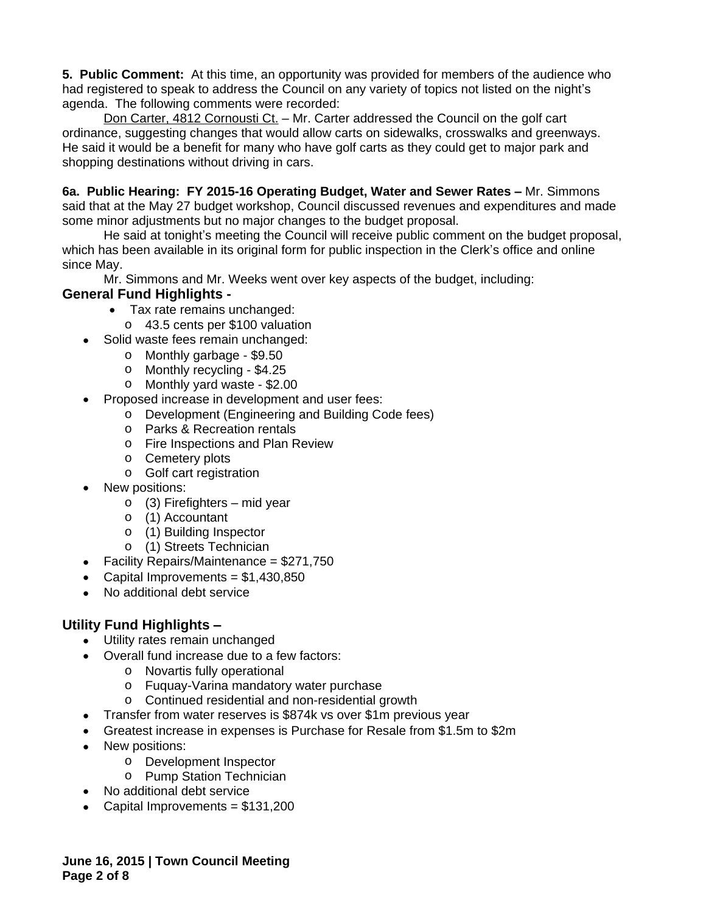**5. Public Comment:** At this time, an opportunity was provided for members of the audience who had registered to speak to address the Council on any variety of topics not listed on the night's agenda. The following comments were recorded:

Don Carter, 4812 Cornousti Ct. – Mr. Carter addressed the Council on the golf cart ordinance, suggesting changes that would allow carts on sidewalks, crosswalks and greenways. He said it would be a benefit for many who have golf carts as they could get to major park and shopping destinations without driving in cars.

**6a. Public Hearing: FY 2015-16 Operating Budget, Water and Sewer Rates –** Mr. Simmons said that at the May 27 budget workshop, Council discussed revenues and expenditures and made some minor adjustments but no major changes to the budget proposal.

He said at tonight's meeting the Council will receive public comment on the budget proposal, which has been available in its original form for public inspection in the Clerk's office and online since May.

Mr. Simmons and Mr. Weeks went over key aspects of the budget, including:

### General Fund Highlights -

- Tax rate remains unchanged:
  - 43.5 cents per $100 valuation
- Solid waste fees remain unchanged:
  - Monthly garbage - $9.50
  - Monthly recycling - $4.25
  - Monthly yard waste - $2.00
- Proposed increase in development and user fees:
  - Development (Engineering and Building Code fees)
  - Parks & Recreation rentals
  - Fire Inspections and Plan Review
  - Cemetery plots
  - Golf cart registration
- New positions:
  - (3) Firefighters – mid year
  - (1) Accountant
  - (1) Building Inspector
  - (1) Streets Technician
- Facility Repairs/Maintenance = $271,750
- Capital Improvements = $1,430,850
- No additional debt service

### Utility Fund Highlights –

- Utility rates remain unchanged
- Overall fund increase due to a few factors:
  - Novartis fully operational
  - Fuquay-Varina mandatory water purchase
  - Continued residential and non-residential growth
- Transfer from water reserves is $874k vs over $1m previous year
- Greatest increase in expenses is Purchase for Resale from $1.5m to $2m
- New positions:
  - Development Inspector
  - Pump Station Technician
- No additional debt service
- Capital Improvements = $131,200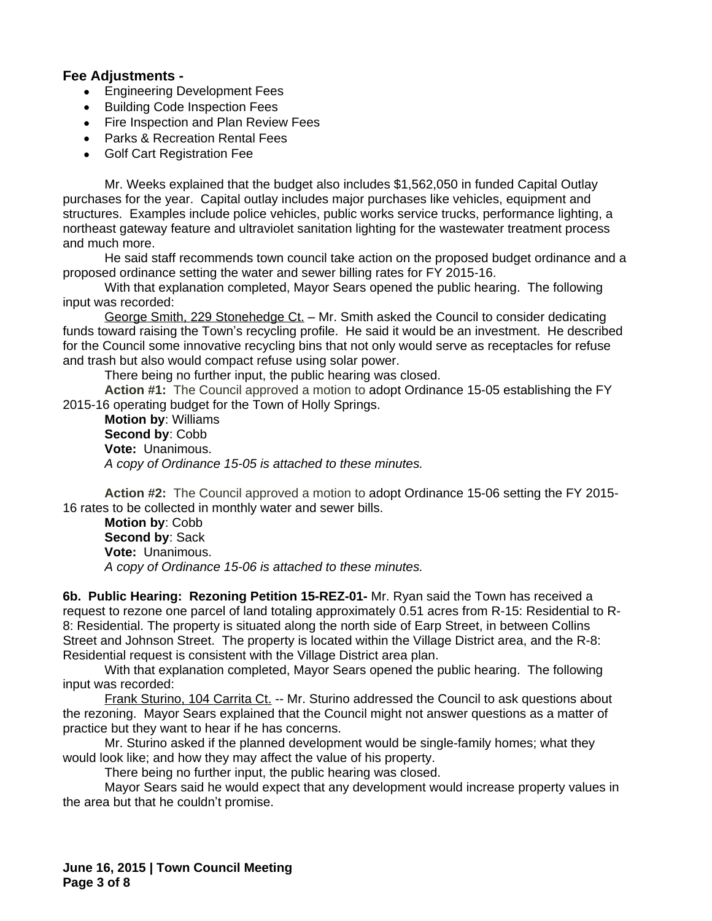### Fee Adjustments -

- Engineering Development Fees
- Building Code Inspection Fees
- Fire Inspection and Plan Review Fees
- Parks & Recreation Rental Fees
- Golf Cart Registration Fee

Mr. Weeks explained that the budget also includes $1,562,050 in funded Capital Outlay purchases for the year. Capital outlay includes major purchases like vehicles, equipment and structures. Examples include police vehicles, public works service trucks, performance lighting, a northeast gateway feature and ultraviolet sanitation lighting for the wastewater treatment process and much more.

He said staff recommends town council take action on the proposed budget ordinance and a proposed ordinance setting the water and sewer billing rates for FY 2015-16.

With that explanation completed, Mayor Sears opened the public hearing. The following input was recorded:

<u>George Smith, 229 Stonehedge Ct.</u> – Mr. Smith asked the Council to consider dedicating funds toward raising the Town's recycling profile. He said it would be an investment. He described for the Council some innovative recycling bins that not only would serve as receptacles for refuse and trash but also would compact refuse using solar power.

There being no further input, the public hearing was closed.

**Action #1:** The Council approved a motion to adopt Ordinance 15-05 establishing the FY 2015-16 operating budget for the Town of Holly Springs.

**Motion by**: Williams
**Second by**: Cobb
**Vote:** Unanimous.
*A copy of Ordinance 15-05 is attached to these minutes.*

**Action #2:** The Council approved a motion to adopt Ordinance 15-06 setting the FY 2015-16 rates to be collected in monthly water and sewer bills.

**Motion by**: Cobb
**Second by**: Sack
**Vote:** Unanimous.
*A copy of Ordinance 15-06 is attached to these minutes.*

**6b. Public Hearing: Rezoning Petition 15-REZ-01-** Mr. Ryan said the Town has received a request to rezone one parcel of land totaling approximately 0.51 acres from R-15: Residential to R-8: Residential. The property is situated along the north side of Earp Street, in between Collins Street and Johnson Street. The property is located within the Village District area, and the R-8: Residential request is consistent with the Village District area plan.

With that explanation completed, Mayor Sears opened the public hearing. The following input was recorded:

<u>Frank Sturino, 104 Carrita Ct.</u> -- Mr. Sturino addressed the Council to ask questions about the rezoning. Mayor Sears explained that the Council might not answer questions as a matter of practice but they want to hear if he has concerns.

Mr. Sturino asked if the planned development would be single-family homes; what they would look like; and how they may affect the value of his property.

There being no further input, the public hearing was closed.

Mayor Sears said he would expect that any development would increase property values in the area but that he couldn't promise.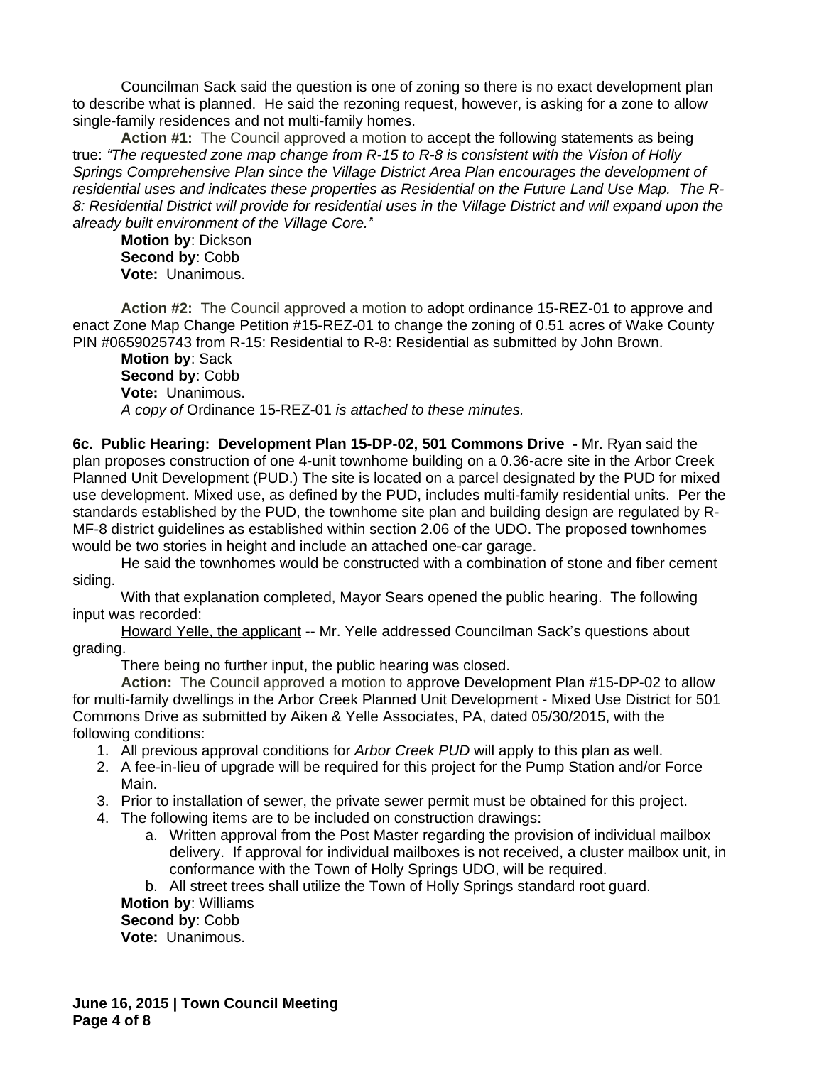Councilman Sack said the question is one of zoning so there is no exact development plan to describe what is planned. He said the rezoning request, however, is asking for a zone to allow single-family residences and not multi-family homes.

**Action #1:** The Council approved a motion to accept the following statements as being true: *"The requested zone map change from R-15 to R-8 is consistent with the Vision of Holly Springs Comprehensive Plan since the Village District Area Plan encourages the development of residential uses and indicates these properties as Residential on the Future Land Use Map. The R-8: Residential District will provide for residential uses in the Village District and will expand upon the already built environment of the Village Core."*

**Motion by**: Dickson
**Second by**: Cobb
**Vote:** Unanimous.

**Action #2:** The Council approved a motion to adopt ordinance 15-REZ-01 to approve and enact Zone Map Change Petition #15-REZ-01 to change the zoning of 0.51 acres of Wake County PIN #0659025743 from R-15: Residential to R-8: Residential as submitted by John Brown.

**Motion by**: Sack
**Second by**: Cobb
**Vote:** Unanimous.
*A copy of* Ordinance 15-REZ-01 *is attached to these minutes.*

**6c. Public Hearing: Development Plan 15-DP-02, 501 Commons Drive -** Mr. Ryan said the plan proposes construction of one 4-unit townhome building on a 0.36-acre site in the Arbor Creek Planned Unit Development (PUD.) The site is located on a parcel designated by the PUD for mixed use development. Mixed use, as defined by the PUD, includes multi-family residential units. Per the standards established by the PUD, the townhome site plan and building design are regulated by R-MF-8 district guidelines as established within section 2.06 of the UDO. The proposed townhomes would be two stories in height and include an attached one-car garage.

He said the townhomes would be constructed with a combination of stone and fiber cement siding.

With that explanation completed, Mayor Sears opened the public hearing. The following input was recorded:

Howard Yelle, the applicant -- Mr. Yelle addressed Councilman Sack's questions about grading.

There being no further input, the public hearing was closed.

**Action:** The Council approved a motion to approve Development Plan #15-DP-02 to allow for multi-family dwellings in the Arbor Creek Planned Unit Development - Mixed Use District for 501 Commons Drive as submitted by Aiken & Yelle Associates, PA, dated 05/30/2015, with the following conditions:

1. All previous approval conditions for *Arbor Creek PUD* will apply to this plan as well.
2. A fee-in-lieu of upgrade will be required for this project for the Pump Station and/or Force Main.
3. Prior to installation of sewer, the private sewer permit must be obtained for this project.
4. The following items are to be included on construction drawings:
    a. Written approval from the Post Master regarding the provision of individual mailbox delivery. If approval for individual mailboxes is not received, a cluster mailbox unit, in conformance with the Town of Holly Springs UDO, will be required.
    b. All street trees shall utilize the Town of Holly Springs standard root guard.

**Motion by**: Williams
**Second by**: Cobb
**Vote:** Unanimous.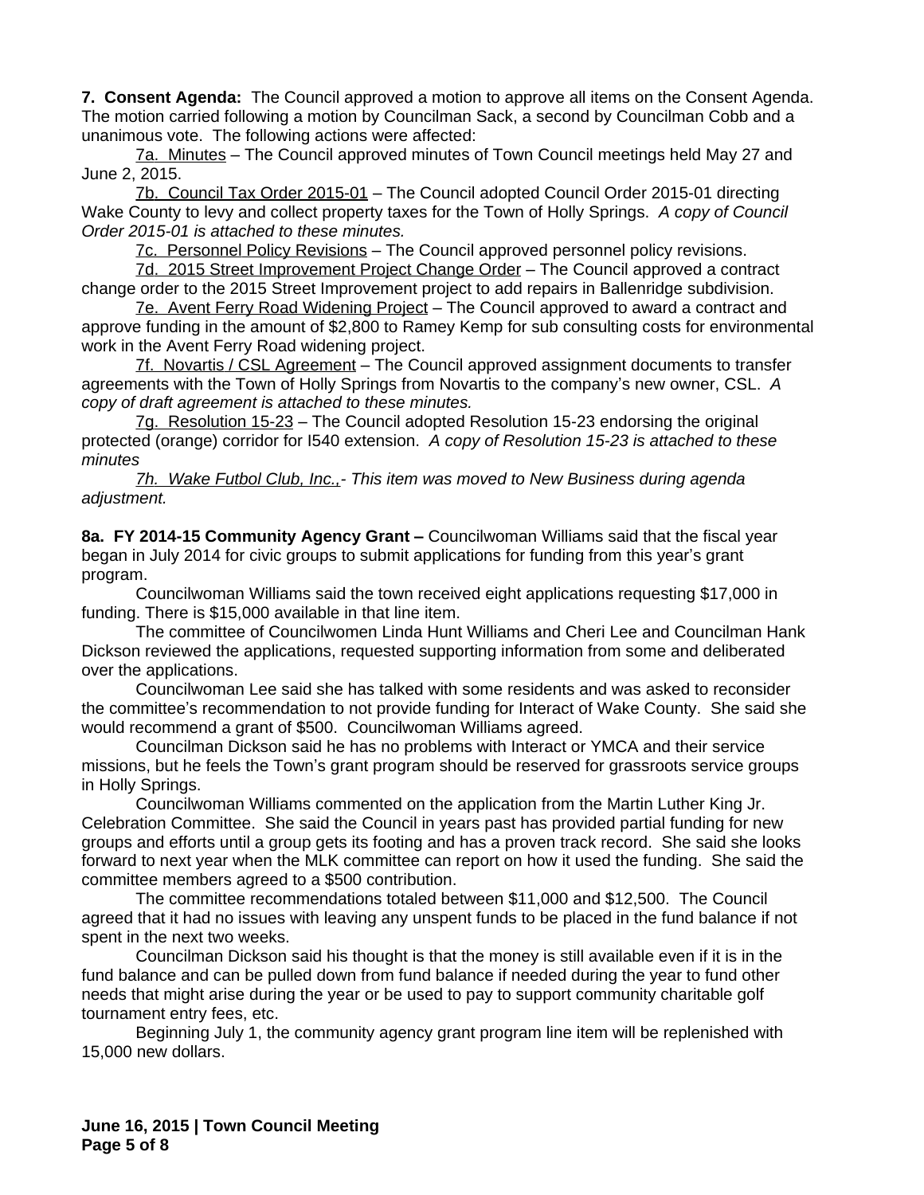**7. Consent Agenda:** The Council approved a motion to approve all items on the Consent Agenda. The motion carried following a motion by Councilman Sack, a second by Councilman Cobb and a unanimous vote. The following actions were affected:

7a. Minutes – The Council approved minutes of Town Council meetings held May 27 and June 2, 2015.

7b. Council Tax Order 2015-01 – The Council adopted Council Order 2015-01 directing Wake County to levy and collect property taxes for the Town of Holly Springs. *A copy of Council Order 2015-01 is attached to these minutes.*

7c. Personnel Policy Revisions – The Council approved personnel policy revisions.

7d. 2015 Street Improvement Project Change Order – The Council approved a contract change order to the 2015 Street Improvement project to add repairs in Ballenridge subdivision.

7e. Avent Ferry Road Widening Project – The Council approved to award a contract and approve funding in the amount of $2,800 to Ramey Kemp for sub consulting costs for environmental work in the Avent Ferry Road widening project.

7f. Novartis / CSL Agreement – The Council approved assignment documents to transfer agreements with the Town of Holly Springs from Novartis to the company's new owner, CSL. *A copy of draft agreement is attached to these minutes.*

7g. Resolution 15-23 – The Council adopted Resolution 15-23 endorsing the original protected (orange) corridor for I540 extension. *A copy of Resolution 15-23 is attached to these minutes*

*7h. Wake Futbol Club, Inc.,- This item was moved to New Business during agenda adjustment.*

**8a. FY 2014-15 Community Agency Grant –** Councilwoman Williams said that the fiscal year began in July 2014 for civic groups to submit applications for funding from this year's grant program.

Councilwoman Williams said the town received eight applications requesting $17,000 in funding. There is $15,000 available in that line item.

The committee of Councilwomen Linda Hunt Williams and Cheri Lee and Councilman Hank Dickson reviewed the applications, requested supporting information from some and deliberated over the applications.

Councilwoman Lee said she has talked with some residents and was asked to reconsider the committee's recommendation to not provide funding for Interact of Wake County. She said she would recommend a grant of $500. Councilwoman Williams agreed.

Councilman Dickson said he has no problems with Interact or YMCA and their service missions, but he feels the Town's grant program should be reserved for grassroots service groups in Holly Springs.

Councilwoman Williams commented on the application from the Martin Luther King Jr. Celebration Committee. She said the Council in years past has provided partial funding for new groups and efforts until a group gets its footing and has a proven track record. She said she looks forward to next year when the MLK committee can report on how it used the funding. She said the committee members agreed to a $500 contribution.

The committee recommendations totaled between $11,000 and $12,500. The Council agreed that it had no issues with leaving any unspent funds to be placed in the fund balance if not spent in the next two weeks.

Councilman Dickson said his thought is that the money is still available even if it is in the fund balance and can be pulled down from fund balance if needed during the year to fund other needs that might arise during the year or be used to pay to support community charitable golf tournament entry fees, etc.

Beginning July 1, the community agency grant program line item will be replenished with 15,000 new dollars.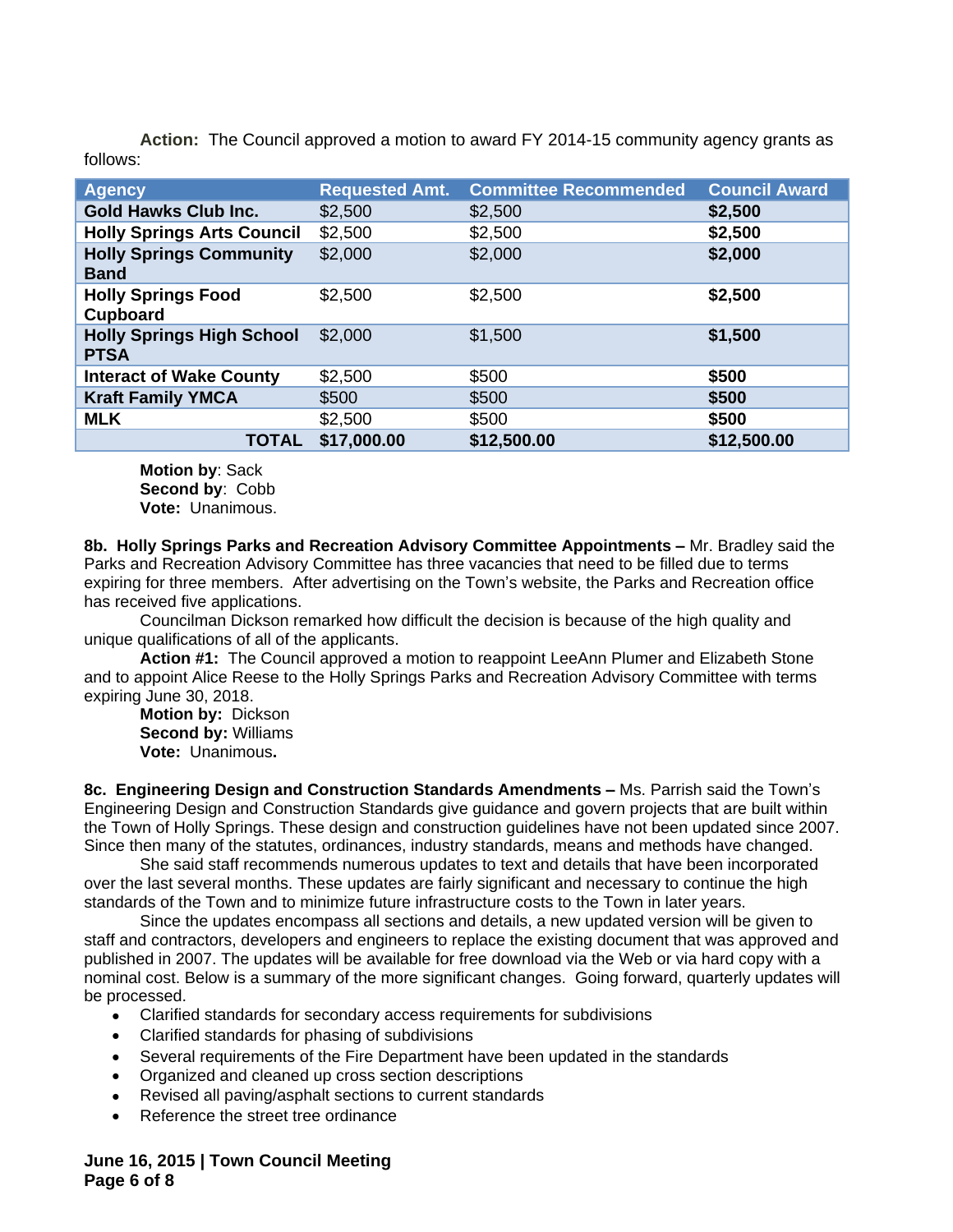**Action:** The Council approved a motion to award FY 2014-15 community agency grants as follows:

| Agency | Requested Amt. | Committee Recommended | Council Award |
|---|---|---|---|
| **Gold Hawks Club Inc.** | $2,500 | $2,500 | **$2,500** |
| **Holly Springs Arts Council** | $2,500 | $2,500 | **$2,500** |
| **Holly Springs Community Band** | $2,000 | $2,000 | **$2,000** |
| **Holly Springs Food Cupboard** | $2,500 | $2,500 | **$2,500** |
| **Holly Springs High School PTSA** | $2,000 | $1,500 | **$1,500** |
| **Interact of Wake County** | $2,500 | $500 | **$500** |
| **Kraft Family YMCA** | $500 | $500 | **$500** |
| **MLK** | $2,500 | $500 | **$500** |
| **TOTAL** | **$17,000.00** | **$12,500.00** | **$12,500.00** |

**Motion by**: Sack
**Second by**: Cobb
**Vote:** Unanimous.

**8b. Holly Springs Parks and Recreation Advisory Committee Appointments –** Mr. Bradley said the Parks and Recreation Advisory Committee has three vacancies that need to be filled due to terms expiring for three members. After advertising on the Town's website, the Parks and Recreation office has received five applications.

Councilman Dickson remarked how difficult the decision is because of the high quality and unique qualifications of all of the applicants.

**Action #1:** The Council approved a motion to reappoint LeeAnn Plumer and Elizabeth Stone and to appoint Alice Reese to the Holly Springs Parks and Recreation Advisory Committee with terms expiring June 30, 2018.

**Motion by:** Dickson
**Second by:** Williams
**Vote:** Unanimous**.**

**8c. Engineering Design and Construction Standards Amendments –** Ms. Parrish said the Town's Engineering Design and Construction Standards give guidance and govern projects that are built within the Town of Holly Springs. These design and construction guidelines have not been updated since 2007. Since then many of the statutes, ordinances, industry standards, means and methods have changed.

She said staff recommends numerous updates to text and details that have been incorporated over the last several months. These updates are fairly significant and necessary to continue the high standards of the Town and to minimize future infrastructure costs to the Town in later years.

Since the updates encompass all sections and details, a new updated version will be given to staff and contractors, developers and engineers to replace the existing document that was approved and published in 2007. The updates will be available for free download via the Web or via hard copy with a nominal cost. Below is a summary of the more significant changes. Going forward, quarterly updates will be processed.

- Clarified standards for secondary access requirements for subdivisions
- Clarified standards for phasing of subdivisions
- Several requirements of the Fire Department have been updated in the standards
- Organized and cleaned up cross section descriptions
- Revised all paving/asphalt sections to current standards
- Reference the street tree ordinance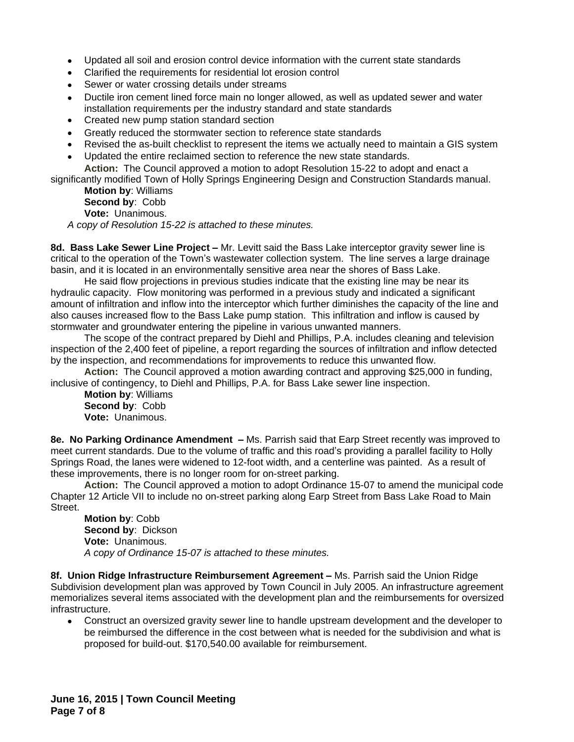- Updated all soil and erosion control device information with the current state standards
- Clarified the requirements for residential lot erosion control
- Sewer or water crossing details under streams
- Ductile iron cement lined force main no longer allowed, as well as updated sewer and water installation requirements per the industry standard and state standards
- Created new pump station standard section
- Greatly reduced the stormwater section to reference state standards
- Revised the as-built checklist to represent the items we actually need to maintain a GIS system
- Updated the entire reclaimed section to reference the new state standards.

**Action:** The Council approved a motion to adopt Resolution 15-22 to adopt and enact a significantly modified Town of Holly Springs Engineering Design and Construction Standards manual.

**Motion by**: Williams
**Second by**: Cobb
**Vote:** Unanimous.
*A copy of Resolution 15-22 is attached to these minutes.*

**8d. Bass Lake Sewer Line Project –** Mr. Levitt said the Bass Lake interceptor gravity sewer line is critical to the operation of the Town's wastewater collection system. The line serves a large drainage basin, and it is located in an environmentally sensitive area near the shores of Bass Lake.

He said flow projections in previous studies indicate that the existing line may be near its hydraulic capacity. Flow monitoring was performed in a previous study and indicated a significant amount of infiltration and inflow into the interceptor which further diminishes the capacity of the line and also causes increased flow to the Bass Lake pump station. This infiltration and inflow is caused by stormwater and groundwater entering the pipeline in various unwanted manners.

The scope of the contract prepared by Diehl and Phillips, P.A. includes cleaning and television inspection of the 2,400 feet of pipeline, a report regarding the sources of infiltration and inflow detected by the inspection, and recommendations for improvements to reduce this unwanted flow.

**Action:** The Council approved a motion awarding contract and approving $25,000 in funding, inclusive of contingency, to Diehl and Phillips, P.A. for Bass Lake sewer line inspection.

**Motion by**: Williams
**Second by**: Cobb
**Vote:** Unanimous.

**8e. No Parking Ordinance Amendment –** Ms. Parrish said that Earp Street recently was improved to meet current standards. Due to the volume of traffic and this road's providing a parallel facility to Holly Springs Road, the lanes were widened to 12-foot width, and a centerline was painted. As a result of these improvements, there is no longer room for on-street parking.

**Action:** The Council approved a motion to adopt Ordinance 15-07 to amend the municipal code Chapter 12 Article VII to include no on-street parking along Earp Street from Bass Lake Road to Main Street.

**Motion by**: Cobb
**Second by**: Dickson
**Vote:** Unanimous.
*A copy of Ordinance 15-07 is attached to these minutes.*

**8f. Union Ridge Infrastructure Reimbursement Agreement –** Ms. Parrish said the Union Ridge Subdivision development plan was approved by Town Council in July 2005. An infrastructure agreement memorializes several items associated with the development plan and the reimbursements for oversized infrastructure.

- Construct an oversized gravity sewer line to handle upstream development and the developer to be reimbursed the difference in the cost between what is needed for the subdivision and what is proposed for build-out. $170,540.00 available for reimbursement.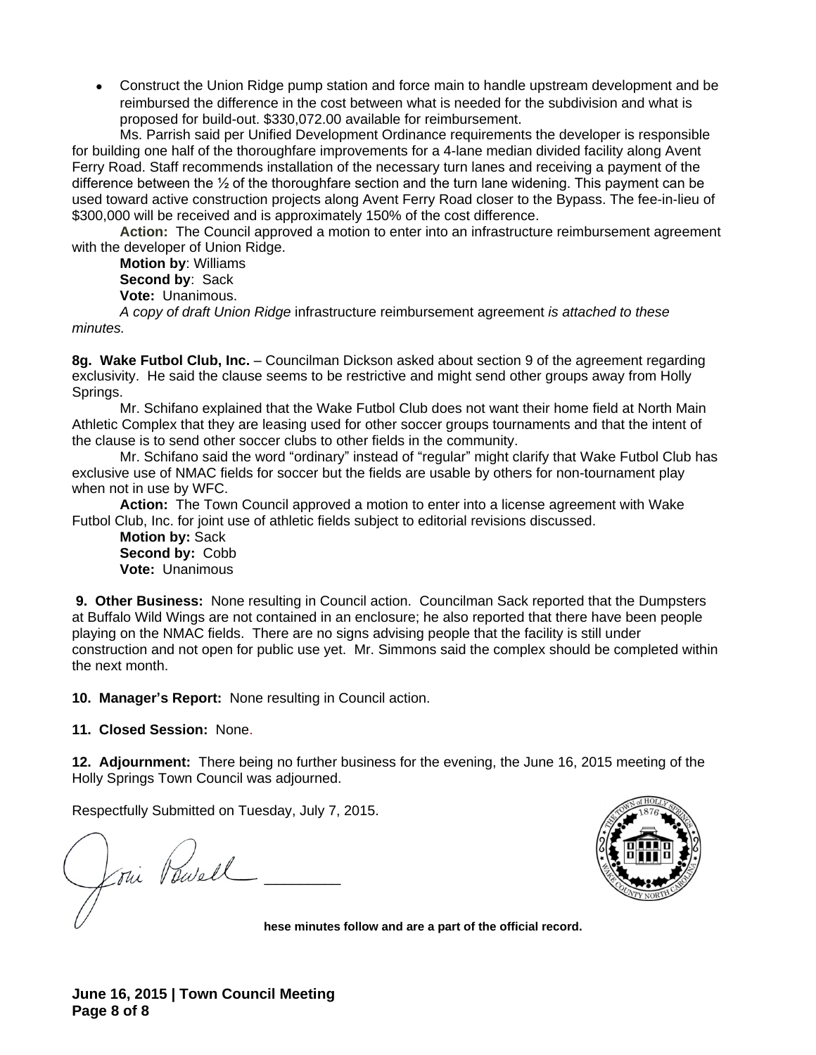- Construct the Union Ridge pump station and force main to handle upstream development and be reimbursed the difference in the cost between what is needed for the subdivision and what is proposed for build-out. $330,072.00 available for reimbursement.

Ms. Parrish said per Unified Development Ordinance requirements the developer is responsible for building one half of the thoroughfare improvements for a 4-lane median divided facility along Avent Ferry Road. Staff recommends installation of the necessary turn lanes and receiving a payment of the difference between the ½ of the thoroughfare section and the turn lane widening. This payment can be used toward active construction projects along Avent Ferry Road closer to the Bypass. The fee-in-lieu of $300,000 will be received and is approximately 150% of the cost difference.

**Action:** The Council approved a motion to enter into an infrastructure reimbursement agreement with the developer of Union Ridge.

**Motion by**: Williams
**Second by**: Sack
**Vote:** Unanimous.

*A copy of draft Union Ridge* infrastructure reimbursement agreement *is attached to these minutes.*

**8g. Wake Futbol Club, Inc.** – Councilman Dickson asked about section 9 of the agreement regarding exclusivity. He said the clause seems to be restrictive and might send other groups away from Holly Springs.

Mr. Schifano explained that the Wake Futbol Club does not want their home field at North Main Athletic Complex that they are leasing used for other soccer groups tournaments and that the intent of the clause is to send other soccer clubs to other fields in the community.

Mr. Schifano said the word "ordinary" instead of "regular" might clarify that Wake Futbol Club has exclusive use of NMAC fields for soccer but the fields are usable by others for non-tournament play when not in use by WFC.

**Action:** The Town Council approved a motion to enter into a license agreement with Wake Futbol Club, Inc. for joint use of athletic fields subject to editorial revisions discussed.

**Motion by:** Sack
**Second by:** Cobb
**Vote:** Unanimous

**9. Other Business:** None resulting in Council action. Councilman Sack reported that the Dumpsters at Buffalo Wild Wings are not contained in an enclosure; he also reported that there have been people playing on the NMAC fields. There are no signs advising people that the facility is still under construction and not open for public use yet. Mr. Simmons said the complex should be completed within the next month.

**10. Manager's Report:** None resulting in Council action.

**11. Closed Session:** None.

**12. Adjournment:** There being no further business for the evening, the June 16, 2015 meeting of the Holly Springs Town Council was adjourned.

Respectfully Submitted on Tuesday, July 7, 2015.

Joni Powell ________

**hese minutes follow and are a part of the official record.**